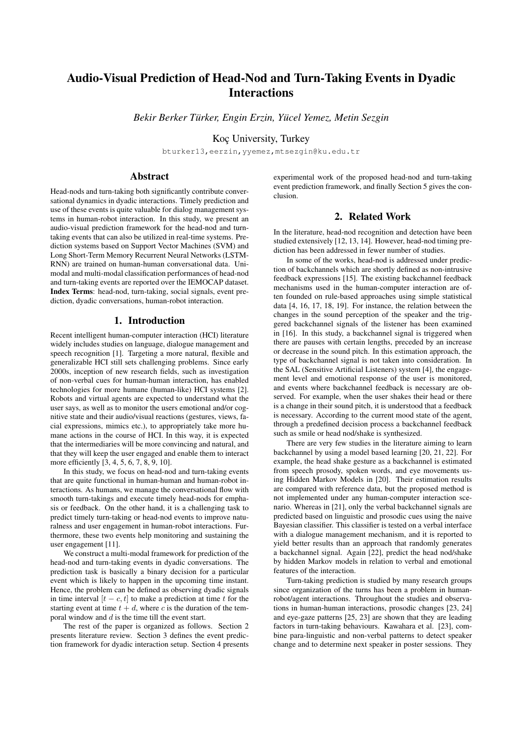# Audio-Visual Prediction of Head-Nod and Turn-Taking Events in Dyadic Interactions

*Bekir Berker Türker, Engin Erzin, Yücel Yemez, Metin Sezgin*

Koç University, Turkey

bturker13,eerzin,yyemez,mtsezgin@ku.edu.tr

## Abstract

Head-nods and turn-taking both significantly contribute conversational dynamics in dyadic interactions. Timely prediction and use of these events is quite valuable for dialog management systems in human-robot interaction. In this study, we present an audio-visual prediction framework for the head-nod and turn-taking events that can also be utilized in real-time systems. Prediction systems based on Support Vector Machines (SVM) and Long Short-Term Memory Recurrent Neural Networks (LSTM-RNN) are trained on human-human conversational data. Unimodal and multi-modal classification performances of head-nod and turn-taking events are reported over the IEMOCAP dataset.

**Index Terms**: head-nod, turn-taking, social signals, event prediction, dyadic conversations, human-robot interaction.

## 1. Introduction

Recent intelligent human-computer interaction (HCI) literature widely includes studies on language, dialogue management and speech recognition [1]. Targeting a more natural, flexible and generalizable HCI still sets challenging problems. Since early 2000s, inception of new research fields, such as investigation of non-verbal cues for human-human interaction, has enabled technologies for more humane (human-like) HCI systems [2]. Robots and virtual agents are expected to understand what the user says, as well as to monitor the users emotional and/or cognitive state and their audio/visual reactions (gestures, views, facial expressions, mimics etc.), to appropriately take more humane actions in the course of HCI. In this way, it is expected that the intermediaries will be more convincing and natural, and that they will keep the user engaged and enable them to interact more efficiently [3, 4, 5, 6, 7, 8, 9, 10].

In this study, we focus on head-nod and turn-taking events that are quite functional in human-human and human-robot interactions. As humans, we manage the conversational flow with smooth turn-takings and execute timely head-nods for emphasis or feedback. On the other hand, it is a challenging task to predict timely turn-taking or head-nod events to improve naturalness and user engagement in human-robot interactions. Furthermore, these two events help monitoring and sustaining the user engagement [11].

We construct a multi-modal framework for prediction of the head-nod and turn-taking events in dyadic conversations. The prediction task is basically a binary decision for a particular event which is likely to happen in the upcoming time instant. Hence, the problem can be defined as observing dyadic signals in time interval $[t-c, t]$ to make a prediction at time $t$ for the starting event at time $t+d$, where $c$ is the duration of the temporal window and $d$ is the time till the event start.

The rest of the paper is organized as follows. Section 2 presents literature review. Section 3 defines the event prediction framework for dyadic interaction setup. Section 4 presents experimental work of the proposed head-nod and turn-taking event prediction framework, and finally Section 5 gives the conclusion.

## 2. Related Work

In the literature, head-nod recognition and detection have been studied extensively [12, 13, 14]. However, head-nod timing prediction has been addressed in fewer number of studies.

In some of the works, head-nod is addressed under prediction of backchannels which are shortly defined as non-intrusive feedback expressions [15]. The existing backchannel feedback mechanisms used in the human-computer interaction are often founded on rule-based approaches using simple statistical data [4, 16, 17, 18, 19]. For instance, the relation between the changes in the sound perception of the speaker and the triggered backchannel signals of the listener has been examined in [16]. In this study, a backchannel signal is triggered when there are pauses with certain lengths, preceded by an increase or decrease in the sound pitch. In this estimation approach, the type of backchannel signal is not taken into consideration. In the SAL (Sensitive Artificial Listeners) system [4], the engagement level and emotional response of the user is monitored, and events where backchannel feedback is necessary are observed. For example, when the user shakes their head or there is a change in their sound pitch, it is understood that a feedback is necessary. According to the current mood state of the agent, through a predefined decision process a backchannel feedback such as smile or head nod/shake is synthesized.

There are very few studies in the literature aiming to learn backchannel by using a model based learning [20, 21, 22]. For example, the head shake gesture as a backchannel is estimated from speech prosody, spoken words, and eye movements using Hidden Markov Models in [20]. Their estimation results are compared with reference data, but the proposed method is not implemented under any human-computer interaction scenario. Whereas in [21], only the verbal backchannel signals are predicted based on linguistic and prosodic cues using the naive Bayesian classifier. This classifier is tested on a verbal interface with a dialogue management mechanism, and it is reported to yield better results than an approach that randomly generates a backchannel signal. Again [22], predict the head nod/shake by hidden Markov models in relation to verbal and emotional features of the interaction.

Turn-taking prediction is studied by many research groups since organization of the turns has been a problem in human-robot/agent interactions. Throughout the studies and observations in human-human interactions, prosodic changes [23, 24] and eye-gaze patterns [25, 23] are shown that they are leading factors in turn-taking behaviours. Kawahara et al. [23], combine para-linguistic and non-verbal patterns to detect speaker change and to determine next speaker in poster sessions. They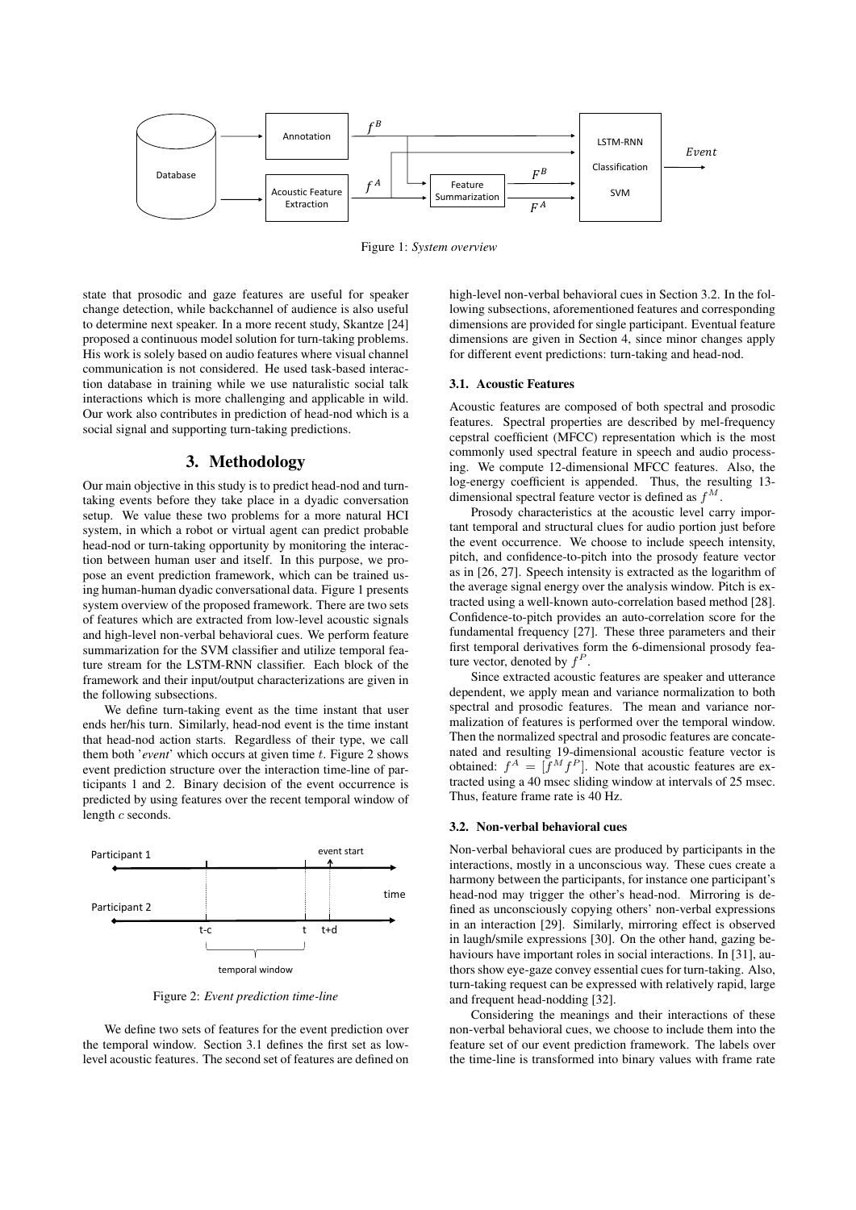Figure 1: *System overview*

state that prosodic and gaze features are useful for speaker change detection, while backchannel of audience is also useful to determine next speaker. In a more recent study, Skantze [24] proposed a continuous model solution for turn-taking problems. His work is solely based on audio features where visual channel communication is not considered. He used task-based interaction database in training while we use naturalistic social talk interactions which is more challenging and applicable in wild. Our work also contributes in prediction of head-nod which is a social signal and supporting turn-taking predictions.

## 3. Methodology

Our main objective in this study is to predict head-nod and turn-taking events before they take place in a dyadic conversation setup. We value these two problems for a more natural HCI system, in which a robot or virtual agent can predict probable head-nod or turn-taking opportunity by monitoring the interaction between human user and itself. In this purpose, we propose an event prediction framework, which can be trained using human-human dyadic conversational data. Figure 1 presents system overview of the proposed framework. There are two sets of features which are extracted from low-level acoustic signals and high-level non-verbal behavioral cues. We perform feature summarization for the SVM classifier and utilize temporal feature stream for the LSTM-RNN classifier. Each block of the framework and their input/output characterizations are given in the following subsections.

We define turn-taking event as the time instant that user ends her/his turn. Similarly, head-nod event is the time instant that head-nod action starts. Regardless of their type, we call them both '*event*' which occurs at given time $t$. Figure 2 shows event prediction structure over the interaction time-line of participants 1 and 2. Binary decision of the event occurrence is predicted by using features over the recent temporal window of length $c$ seconds.

Figure 2: *Event prediction time-line*

We define two sets of features for the event prediction over the temporal window. Section 3.1 defines the first set as low-level acoustic features. The second set of features are defined on high-level non-verbal behavioral cues in Section 3.2. In the following subsections, aforementioned features and corresponding dimensions are provided for single participant. Eventual feature dimensions are given in Section 4, since minor changes apply for different event predictions: turn-taking and head-nod.

### 3.1. Acoustic Features

Acoustic features are composed of both spectral and prosodic features. Spectral properties are described by mel-frequency cepstral coefficient (MFCC) representation which is the most commonly used spectral feature in speech and audio processing. We compute 12-dimensional MFCC features. Also, the log-energy coefficient is appended. Thus, the resulting 13-dimensional spectral feature vector is defined as $f^M$.

Prosody characteristics at the acoustic level carry important temporal and structural clues for audio portion just before the event occurrence. We choose to include speech intensity, pitch, and confidence-to-pitch into the prosody feature vector as in [26, 27]. Speech intensity is extracted as the logarithm of the average signal energy over the analysis window. Pitch is extracted using a well-known auto-correlation based method [28]. Confidence-to-pitch provides an auto-correlation score for the fundamental frequency [27]. These three parameters and their first temporal derivatives form the 6-dimensional prosody feature vector, denoted by $f^P$.

Since extracted acoustic features are speaker and utterance dependent, we apply mean and variance normalization to both spectral and prosodic features. The mean and variance normalization of features is performed over the temporal window. Then the normalized spectral and prosodic features are concatenated and resulting 19-dimensional acoustic feature vector is obtained: $f^A = [f^M f^P]$. Note that acoustic features are extracted using a 40 msec sliding window at intervals of 25 msec. Thus, feature frame rate is 40 Hz.

### 3.2. Non-verbal behavioral cues

Non-verbal behavioral cues are produced by participants in the interactions, mostly in a unconscious way. These cues create a harmony between the participants, for instance one participant's head-nod may trigger the other's head-nod. Mirroring is defined as unconsciously copying others' non-verbal expressions in an interaction [29]. Similarly, mirroring effect is observed in laugh/smile expressions [30]. On the other hand, gazing behaviours have important roles in social interactions. In [31], authors show eye-gaze convey essential cues for turn-taking. Also, turn-taking request can be expressed with relatively rapid, large and frequent head-nodding [32].

Considering the meanings and their interactions of these non-verbal behavioral cues, we choose to include them into the feature set of our event prediction framework. The labels over the time-line is transformed into binary values with frame rate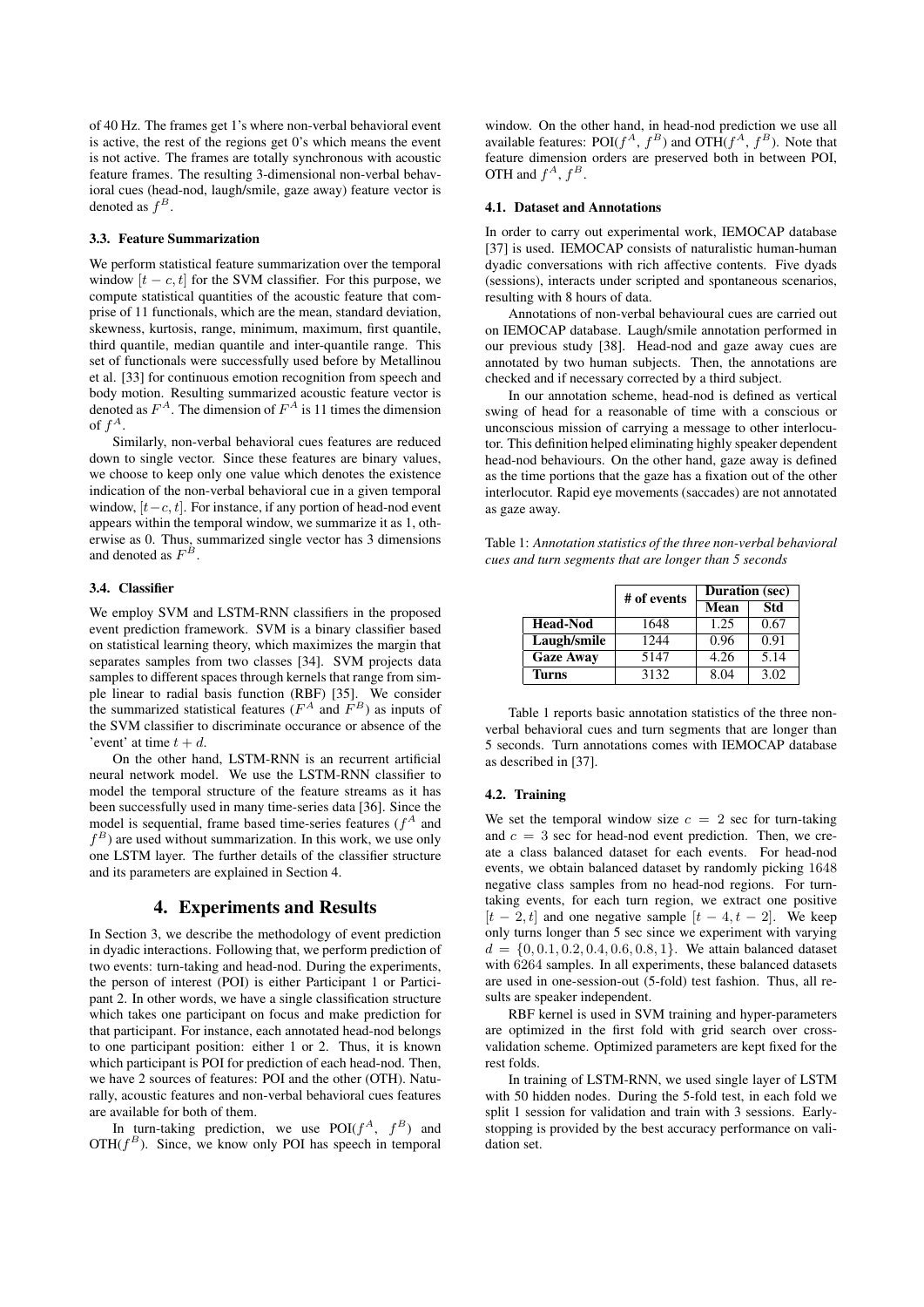of 40 Hz. The frames get 1's where non-verbal behavioral event is active, the rest of the regions get 0's which means the event is not active. The frames are totally synchronous with acoustic feature frames. The resulting 3-dimensional non-verbal behavioral cues (head-nod, laugh/smile, gaze away) feature vector is denoted as $f^B$.

### 3.3. Feature Summarization

We perform statistical feature summarization over the temporal window $[t-c, t]$ for the SVM classifier. For this purpose, we compute statistical quantities of the acoustic feature that comprise of 11 functionals, which are the mean, standard deviation, skewness, kurtosis, range, minimum, maximum, first quantile, third quantile, median quantile and inter-quantile range. This set of functionals were successfully used before by Metallinou et al. [33] for continuous emotion recognition from speech and body motion. Resulting summarized acoustic feature vector is denoted as $F^A$. The dimension of $F^A$ is 11 times the dimension of $f^A$.

Similarly, non-verbal behavioral cues features are reduced down to single vector. Since these features are binary values, we choose to keep only one value which denotes the existence indication of the non-verbal behavioral cue in a given temporal window, $[t-c, t]$. For instance, if any portion of head-nod event appears within the temporal window, we summarize it as 1, otherwise as 0. Thus, summarized single vector has 3 dimensions and denoted as $F^B$.

### 3.4. Classifier

We employ SVM and LSTM-RNN classifiers in the proposed event prediction framework. SVM is a binary classifier based on statistical learning theory, which maximizes the margin that separates samples from two classes [34]. SVM projects data samples to different spaces through kernels that range from simple linear to radial basis function (RBF) [35]. We consider the summarized statistical features ($F^A$ and $F^B$) as inputs of the SVM classifier to discriminate occurance or absence of the 'event' at time $t+d$.

On the other hand, LSTM-RNN is an recurrent artificial neural network model. We use the LSTM-RNN classifier to model the temporal structure of the feature streams as it has been successfully used in many time-series data [36]. Since the model is sequential, frame based time-series features ($f^A$ and $f^B$) are used without summarization. In this work, we use only one LSTM layer. The further details of the classifier structure and its parameters are explained in Section 4.

## 4. Experiments and Results

In Section 3, we describe the methodology of event prediction in dyadic interactions. Following that, we perform prediction of two events: turn-taking and head-nod. During the experiments, the person of interest (POI) is either Participant 1 or Participant 2. In other words, we have a single classification structure which takes one participant on focus and make prediction for that participant. For instance, each annotated head-nod belongs to one participant position: either 1 or 2. Thus, it is known which participant is POI for prediction of each head-nod. Then, we have 2 sources of features: POI and the other (OTH). Naturally, acoustic features and non-verbal behavioral cues features are available for both of them.

In turn-taking prediction, we use POI($f^A$, $f^B$) and OTH($f^B$). Since, we know only POI has speech in temporal window. On the other hand, in head-nod prediction we use all available features: POI($f^A$, $f^B$) and OTH($f^A$, $f^B$). Note that feature dimension orders are preserved both in between POI, OTH and $f^A$, $f^B$.

### 4.1. Dataset and Annotations

In order to carry out experimental work, IEMOCAP database [37] is used. IEMOCAP consists of naturalistic human-human dyadic conversations with rich affective contents. Five dyads (sessions), interacts under scripted and spontaneous scenarios, resulting with 8 hours of data.

Annotations of non-verbal behavioural cues are carried out on IEMOCAP database. Laugh/smile annotation performed in our previous study [38]. Head-nod and gaze away cues are annotated by two human subjects. Then, the annotations are checked and if necessary corrected by a third subject.

In our annotation scheme, head-nod is defined as vertical swing of head for a reasonable of time with a conscious or unconscious mission of carrying a message to other interlocutor. This definition helped eliminating highly speaker dependent head-nod behaviours. On the other hand, gaze away is defined as the time portions that the gaze has a fixation out of the other interlocutor. Rapid eye movements (saccades) are not annotated as gaze away.

Table 1: *Annotation statistics of the three non-verbal behavioral cues and turn segments that are longer than 5 seconds*

| | # of events | Duration (sec) | |
|---|---|---|---|
| | | Mean | Std |
| **Head-Nod** | 1648 | 1.25 | 0.67 |
| **Laugh/smile** | 1244 | 0.96 | 0.91 |
| **Gaze Away** | 5147 | 4.26 | 5.14 |
| **Turns** | 3132 | 8.04 | 3.02 |

Table 1 reports basic annotation statistics of the three non-verbal behavioral cues and turn segments that are longer than 5 seconds. Turn annotations comes with IEMOCAP database as described in [37].

### 4.2. Training

We set the temporal window size $c = 2$ sec for turn-taking and $c = 3$ sec for head-nod event prediction. Then, we create a class balanced dataset for each events. For head-nod events, we obtain balanced dataset by randomly picking 1648 negative class samples from no head-nod regions. For turn-taking events, for each turn region, we extract one positive $[t-2, t]$ and one negative sample $[t-4, t-2]$. We keep only turns longer than 5 sec since we experiment with varying $d = \{0, 0.1, 0.2, 0.4, 0.6, 0.8, 1\}$. We attain balanced dataset with 6264 samples. In all experiments, these balanced datasets are used in one-session-out (5-fold) test fashion. Thus, all results are speaker independent.

RBF kernel is used in SVM training and hyper-parameters are optimized in the first fold with grid search over cross-validation scheme. Optimized parameters are kept fixed for the rest folds.

In training of LSTM-RNN, we used single layer of LSTM with 50 hidden nodes. During the 5-fold test, in each fold we split 1 session for validation and train with 3 sessions. Early-stopping is provided by the best accuracy performance on validation set.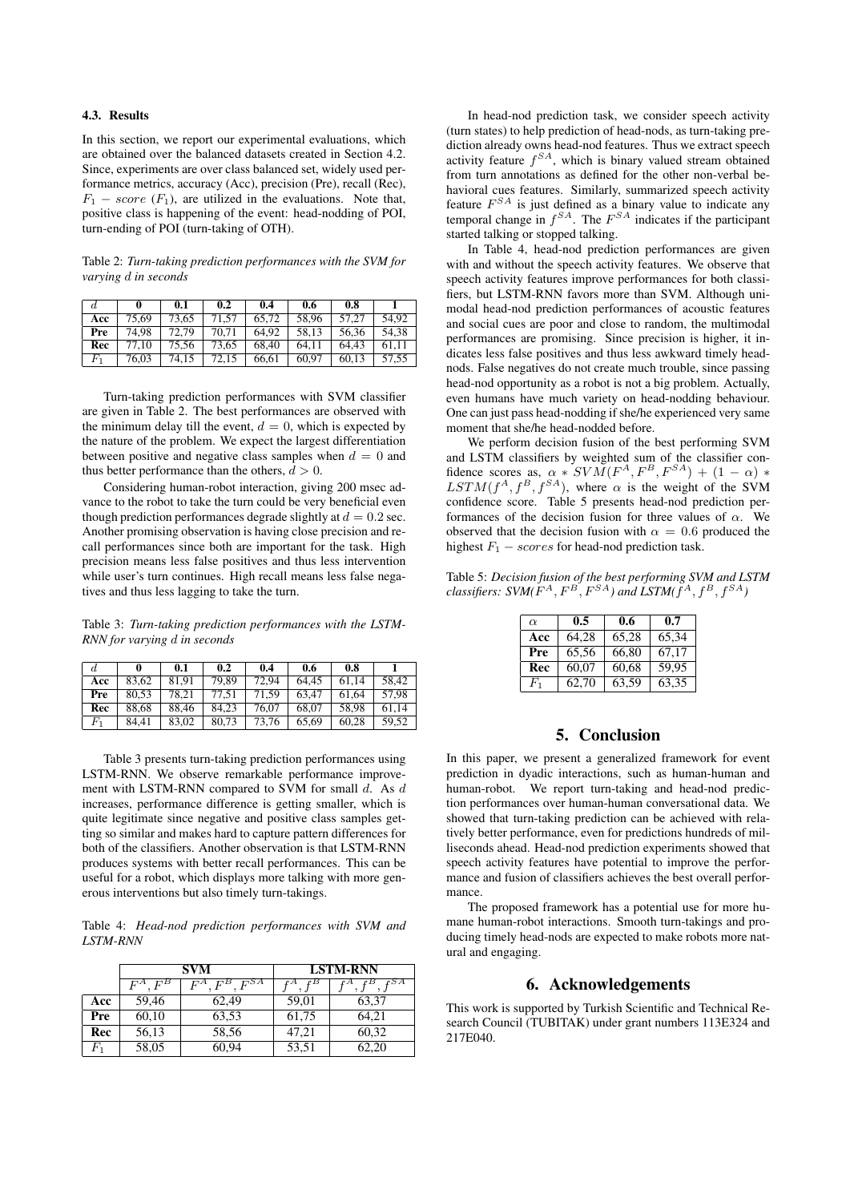### 4.3. Results

In this section, we report our experimental evaluations, which are obtained over the balanced datasets created in Section 4.2. Since, experiments are over class balanced set, widely used performance metrics, accuracy (Acc), precision (Pre), recall (Rec), $F_1 - score$ ($F_1$), are utilized in the evaluations. Note that, positive class is happening of the event: head-nodding of POI, turn-ending of POI (turn-taking of OTH).

Table 2: *Turn-taking prediction performances with the SVM for varying* $d$ *in seconds*

| $d$ | **0** | **0.1** | **0.2** | **0.4** | **0.6** | **0.8** | **1** |
|---|---|---|---|---|---|---|---|
| **Acc** | 75,69 | 73,65 | 71,57 | 65,72 | 58,96 | 57,27 | 54,92 |
| **Pre** | 74,98 | 72,79 | 70,71 | 64,92 | 58,13 | 56,36 | 54,38 |
| **Rec** | 77,10 | 75,56 | 73,65 | 68,40 | 64,11 | 64,43 | 61,11 |
| $F_1$ | 76,03 | 74,15 | 72,15 | 66,61 | 60,97 | 60,13 | 57,55 |

Turn-taking prediction performances with SVM classifier are given in Table 2. The best performances are observed with the minimum delay till the event, $d = 0$, which is expected by the nature of the problem. We expect the largest differentiation between positive and negative class samples when $d = 0$ and thus better performance than the others, $d > 0$.

Considering human-robot interaction, giving 200 msec advance to the robot to take the turn could be very beneficial even though prediction performances degrade slightly at $d = 0.2$ sec. Another promising observation is having close precision and recall performances since both are important for the task. High precision means less false positives and thus less intervention while user's turn continues. High recall means less false negatives and thus less lagging to take the turn.

Table 3: *Turn-taking prediction performances with the LSTM-RNN for varying* $d$ *in seconds*

| $d$ | **0** | **0.1** | **0.2** | **0.4** | **0.6** | **0.8** | **1** |
|---|---|---|---|---|---|---|---|
| **Acc** | 83,62 | 81,91 | 79,89 | 72,94 | 64,45 | 61,14 | 58,42 |
| **Pre** | 80,53 | 78,21 | 77,51 | 71,59 | 63,47 | 61,64 | 57,98 |
| **Rec** | 88,68 | 88,46 | 84,23 | 76,07 | 68,07 | 58,98 | 61,14 |
| $F_1$ | 84,41 | 83,02 | 80,73 | 73,76 | 65,69 | 60,28 | 59,52 |

Table 3 presents turn-taking prediction performances using LSTM-RNN. We observe remarkable performance improvement with LSTM-RNN compared to SVM for small $d$. As $d$ increases, performance difference is getting smaller, which is quite legitimate since negative and positive class samples getting so similar and makes hard to capture pattern differences for both of the classifiers. Another observation is that LSTM-RNN produces systems with better recall performances. This can be useful for a robot, which displays more talking with more generous interventions but also timely turn-takings.

Table 4: *Head-nod prediction performances with SVM and LSTM-RNN*

| | **SVM** | | **LSTM-RNN** | |
|---|---|---|---|---|
| | $F^A, F^B$ | $F^A, F^B, F^{SA}$ | $f^A, f^B$ | $f^A, f^B, f^{SA}$ |
| **Acc** | 59,46 | 62,49 | 59,01 | 63,37 |
| **Pre** | 60,10 | 63,53 | 61,75 | 64,21 |
| **Rec** | 56,13 | 58,56 | 47,21 | 60,32 |
| $F_1$ | 58,05 | 60,94 | 53,51 | 62,20 |

In head-nod prediction task, we consider speech activity (turn states) to help prediction of head-nods, as turn-taking prediction already owns head-nod features. Thus we extract speech activity feature $f^{SA}$, which is binary valued stream obtained from turn annotations as defined for the other non-verbal behavioral cues features. Similarly, summarized speech activity feature $F^{SA}$ is just defined as a binary value to indicate any temporal change in $f^{SA}$. The $F^{SA}$ indicates if the participant started talking or stopped talking.

In Table 4, head-nod prediction performances are given with and without the speech activity features. We observe that speech activity features improve performances for both classifiers, but LSTM-RNN favors more than SVM. Although unimodal head-nod prediction performances of acoustic features and social cues are poor and close to random, the multimodal performances are promising. Since precision is higher, it indicates less false positives and thus less awkward timely head-nods. False negatives do not create much trouble, since passing head-nod opportunity as a robot is not a big problem. Actually, even humans have much variety on head-nodding behaviour. One can just pass head-nodding if she/he experienced very same moment that she/he head-nodded before.

We perform decision fusion of the best performing SVM and LSTM classifiers by weighted sum of the classifier confidence scores as, $\alpha * SVM(F^A, F^B, F^{SA}) + (1 - \alpha) * LSTM(f^A, f^B, f^{SA})$, where $\alpha$ is the weight of the SVM confidence score. Table 5 presents head-nod prediction performances of the decision fusion for three values of $\alpha$. We observed that the decision fusion with $\alpha = 0.6$ produced the highest $F_1 - scores$ for head-nod prediction task.

Table 5: *Decision fusion of the best performing SVM and LSTM classifiers: SVM(*$F^A, F^B, F^{SA}$*) and LSTM(*$f^A, f^B, f^{SA}$*)*

| $\alpha$ | **0.5** | **0.6** | **0.7** |
|---|---|---|---|
| **Acc** | 64,28 | 65,28 | 65,34 |
| **Pre** | 65,56 | 66,80 | 67,17 |
| **Rec** | 60,07 | 60,68 | 59,95 |
| $F_1$ | 62,70 | 63,59 | 63,35 |

## 5. Conclusion

In this paper, we present a generalized framework for event prediction in dyadic interactions, such as human-human and human-robot. We report turn-taking and head-nod prediction performances over human-human conversational data. We showed that turn-taking prediction can be achieved with relatively better performance, even for predictions hundreds of milliseconds ahead. Head-nod prediction experiments showed that speech activity features have potential to improve the performance and fusion of classifiers achieves the best overall performance.

The proposed framework has a potential use for more humane human-robot interactions. Smooth turn-takings and producing timely head-nods are expected to make robots more natural and engaging.

## 6. Acknowledgements

This work is supported by Turkish Scientific and Technical Research Council (TUBITAK) under grant numbers 113E324 and 217E040.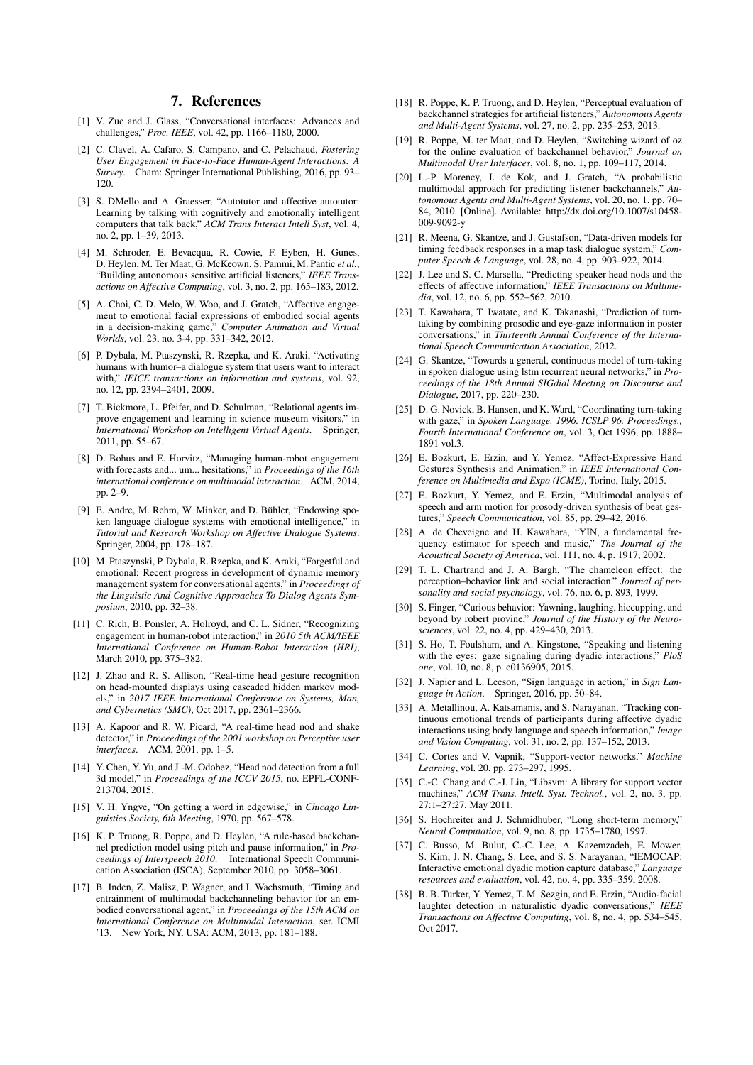## 7. References

[1] V. Zue and J. Glass, "Conversational interfaces: Advances and challenges," *Proc. IEEE*, vol. 42, pp. 1166–1180, 2000.

[2] C. Clavel, A. Cafaro, S. Campano, and C. Pelachaud, *Fostering User Engagement in Face-to-Face Human-Agent Interactions: A Survey*. Cham: Springer International Publishing, 2016, pp. 93–120.

[3] S. DMello and A. Graesser, "Autotutor and affective autotutor: Learning by talking with cognitively and emotionally intelligent computers that talk back," *ACM Trans Interact Intell Syst*, vol. 4, no. 2, pp. 1–39, 2013.

[4] M. Schroder, E. Bevacqua, R. Cowie, F. Eyben, H. Gunes, D. Heylen, M. Ter Maat, G. McKeown, S. Pammi, M. Pantic *et al.*, "Building autonomous sensitive artificial listeners," *IEEE Transactions on Affective Computing*, vol. 3, no. 2, pp. 165–183, 2012.

[5] A. Choi, C. D. Melo, W. Woo, and J. Gratch, "Affective engagement to emotional facial expressions of embodied social agents in a decision-making game," *Computer Animation and Virtual Worlds*, vol. 23, no. 3-4, pp. 331–342, 2012.

[6] P. Dybala, M. Ptaszynski, R. Rzepka, and K. Araki, "Activating humans with humor–a dialogue system that users want to interact with," *IEICE transactions on information and systems*, vol. 92, no. 12, pp. 2394–2401, 2009.

[7] T. Bickmore, L. Pfeifer, and D. Schulman, "Relational agents improve engagement and learning in science museum visitors," in *International Workshop on Intelligent Virtual Agents*. Springer, 2011, pp. 55–67.

[8] D. Bohus and E. Horvitz, "Managing human-robot engagement with forecasts and... um... hesitations," in *Proceedings of the 16th international conference on multimodal interaction*. ACM, 2014, pp. 2–9.

[9] E. Andre, M. Rehm, W. Minker, and D. Bühler, "Endowing spoken language dialogue systems with emotional intelligence," in *Tutorial and Research Workshop on Affective Dialogue Systems*. Springer, 2004, pp. 178–187.

[10] M. Ptaszynski, P. Dybala, R. Rzepka, and K. Araki, "Forgetful and emotional: Recent progress in development of dynamic memory management system for conversational agents," in *Proceedings of the Linguistic And Cognitive Approaches To Dialog Agents Symposium*, 2010, pp. 32–38.

[11] C. Rich, B. Ponsler, A. Holroyd, and C. L. Sidner, "Recognizing engagement in human-robot interaction," in *2010 5th ACM/IEEE International Conference on Human-Robot Interaction (HRI)*, March 2010, pp. 375–382.

[12] J. Zhao and R. S. Allison, "Real-time head gesture recognition on head-mounted displays using cascaded hidden markov models," in *2017 IEEE International Conference on Systems, Man, and Cybernetics (SMC)*, Oct 2017, pp. 2361–2366.

[13] A. Kapoor and R. W. Picard, "A real-time head nod and shake detector," in *Proceedings of the 2001 workshop on Perceptive user interfaces*. ACM, 2001, pp. 1–5.

[14] Y. Chen, Y. Yu, and J.-M. Odobez, "Head nod detection from a full 3d model," in *Proceedings of the ICCV 2015*, no. EPFL-CONF-213704, 2015.

[15] V. H. Yngve, "On getting a word in edgewise," in *Chicago Linguistics Society, 6th Meeting*, 1970, pp. 567–578.

[16] K. P. Truong, R. Poppe, and D. Heylen, "A rule-based backchannel prediction model using pitch and pause information," in *Proceedings of Interspeech 2010*. International Speech Communication Association (ISCA), September 2010, pp. 3058–3061.

[17] B. Inden, Z. Malisz, P. Wagner, and I. Wachsmuth, "Timing and entrainment of multimodal backchanneling behavior for an embodied conversational agent," in *Proceedings of the 15th ACM on International Conference on Multimodal Interaction*, ser. ICMI '13. New York, NY, USA: ACM, 2013, pp. 181–188.

[18] R. Poppe, K. P. Truong, and D. Heylen, "Perceptual evaluation of backchannel strategies for artificial listeners," *Autonomous Agents and Multi-Agent Systems*, vol. 27, no. 2, pp. 235–253, 2013.

[19] R. Poppe, M. ter Maat, and D. Heylen, "Switching wizard of oz for the online evaluation of backchannel behavior," *Journal on Multimodal User Interfaces*, vol. 8, no. 1, pp. 109–117, 2014.

[20] L.-P. Morency, I. de Kok, and J. Gratch, "A probabilistic multimodal approach for predicting listener backchannels," *Autonomous Agents and Multi-Agent Systems*, vol. 20, no. 1, pp. 70–84, 2010. [Online]. Available: http://dx.doi.org/10.1007/s10458-009-9092-y

[21] R. Meena, G. Skantze, and J. Gustafson, "Data-driven models for timing feedback responses in a map task dialogue system," *Computer Speech & Language*, vol. 28, no. 4, pp. 903–922, 2014.

[22] J. Lee and S. C. Marsella, "Predicting speaker head nods and the effects of affective information," *IEEE Transactions on Multimedia*, vol. 12, no. 6, pp. 552–562, 2010.

[23] T. Kawahara, T. Iwatate, and K. Takanashi, "Prediction of turn-taking by combining prosodic and eye-gaze information in poster conversations," in *Thirteenth Annual Conference of the International Speech Communication Association*, 2012.

[24] G. Skantze, "Towards a general, continuous model of turn-taking in spoken dialogue using lstm recurrent neural networks," in *Proceedings of the 18th Annual SIGdial Meeting on Discourse and Dialogue*, 2017, pp. 220–230.

[25] D. G. Novick, B. Hansen, and K. Ward, "Coordinating turn-taking with gaze," in *Spoken Language, 1996. ICSLP 96. Proceedings., Fourth International Conference on*, vol. 3, Oct 1996, pp. 1888–1891 vol.3.

[26] E. Bozkurt, E. Erzin, and Y. Yemez, "Affect-Expressive Hand Gestures Synthesis and Animation," in *IEEE International Conference on Multimedia and Expo (ICME)*, Torino, Italy, 2015.

[27] E. Bozkurt, Y. Yemez, and E. Erzin, "Multimodal analysis of speech and arm motion for prosody-driven synthesis of beat gestures," *Speech Communication*, vol. 85, pp. 29–42, 2016.

[28] A. de Cheveigne and H. Kawahara, "YIN, a fundamental frequency estimator for speech and music," *The Journal of the Acoustical Society of America*, vol. 111, no. 4, p. 1917, 2002.

[29] T. L. Chartrand and J. A. Bargh, "The chameleon effect: the perception–behavior link and social interaction." *Journal of personality and social psychology*, vol. 76, no. 6, p. 893, 1999.

[30] S. Finger, "Curious behavior: Yawning, laughing, hiccupping, and beyond by robert provine," *Journal of the History of the Neurosciences*, vol. 22, no. 4, pp. 429–430, 2013.

[31] S. Ho, T. Foulsham, and A. Kingstone, "Speaking and listening with the eyes: gaze signaling during dyadic interactions," *PloS one*, vol. 10, no. 8, p. e0136905, 2015.

[32] J. Napier and L. Leeson, "Sign language in action," in *Sign Language in Action*. Springer, 2016, pp. 50–84.

[33] A. Metallinou, A. Katsamanis, and S. Narayanan, "Tracking continuous emotional trends of participants during affective dyadic interactions using body language and speech information," *Image and Vision Computing*, vol. 31, no. 2, pp. 137–152, 2013.

[34] C. Cortes and V. Vapnik, "Support-vector networks," *Machine Learning*, vol. 20, pp. 273–297, 1995.

[35] C.-C. Chang and C.-J. Lin, "Libsvm: A library for support vector machines," *ACM Trans. Intell. Syst. Technol.*, vol. 2, no. 3, pp. 27:1–27:27, May 2011.

[36] S. Hochreiter and J. Schmidhuber, "Long short-term memory," *Neural Computation*, vol. 9, no. 8, pp. 1735–1780, 1997.

[37] C. Busso, M. Bulut, C.-C. Lee, A. Kazemzadeh, E. Mower, S. Kim, J. N. Chang, S. Lee, and S. S. Narayanan, "IEMOCAP: Interactive emotional dyadic motion capture database," *Language resources and evaluation*, vol. 42, no. 4, pp. 335–359, 2008.

[38] B. B. Turker, Y. Yemez, T. M. Sezgin, and E. Erzin, "Audio-facial laughter detection in naturalistic dyadic conversations," *IEEE Transactions on Affective Computing*, vol. 8, no. 4, pp. 534–545, Oct 2017.